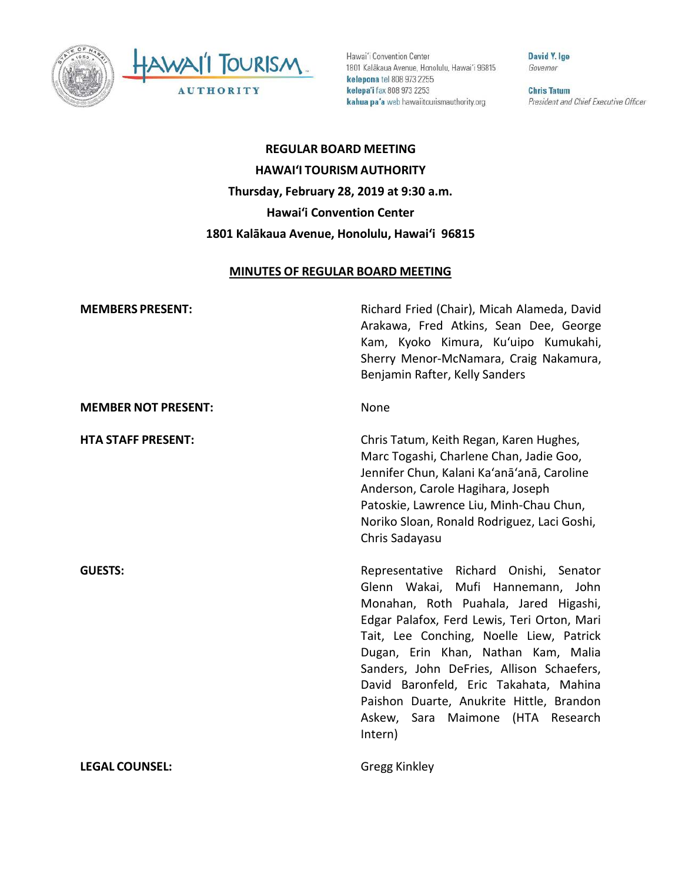Hawaiʻi Convention Center
1801 Kalākaua Avenue, Honolulu, Hawaiʻi 96815
**kelepona** tel 808 973 2255
**kelepaʻi** fax 808 973 2253
**kahua paʻa** web hawaiitourismauthority.org

**David Y. Ige**
*Governor*

**Chris Tatum**
*President and Chief Executive Officer*

**REGULAR BOARD MEETING**
**HAWAIʻI TOURISM AUTHORITY**
**Thursday, February 28, 2019 at 9:30 a.m.**
**Hawaiʻi Convention Center**
**1801 Kalākaua Avenue, Honolulu, Hawaiʻi 96815**

**MINUTES OF REGULAR BOARD MEETING**

**MEMBERS PRESENT:** Richard Fried (Chair), Micah Alameda, David Arakawa, Fred Atkins, Sean Dee, George Kam, Kyoko Kimura, Kuʻuipo Kumukahi, Sherry Menor-McNamara, Craig Nakamura, Benjamin Rafter, Kelly Sanders

**MEMBER NOT PRESENT:** None

**HTA STAFF PRESENT:** Chris Tatum, Keith Regan, Karen Hughes, Marc Togashi, Charlene Chan, Jadie Goo, Jennifer Chun, Kalani Kaʻanāʻanā, Caroline Anderson, Carole Hagihara, Joseph Patoskie, Lawrence Liu, Minh-Chau Chun, Noriko Sloan, Ronald Rodriguez, Laci Goshi, Chris Sadayasu

**GUESTS:** Representative Richard Onishi, Senator Glenn Wakai, Mufi Hannemann, John Monahan, Roth Puahala, Jared Higashi, Edgar Palafox, Ferd Lewis, Teri Orton, Mari Tait, Lee Conching, Noelle Liew, Patrick Dugan, Erin Khan, Nathan Kam, Malia Sanders, John DeFries, Allison Schaefers, David Baronfeld, Eric Takahata, Mahina Paishon Duarte, Anukrite Hittle, Brandon Askew, Sara Maimone (HTA Research Intern)

**LEGAL COUNSEL:** Gregg Kinkley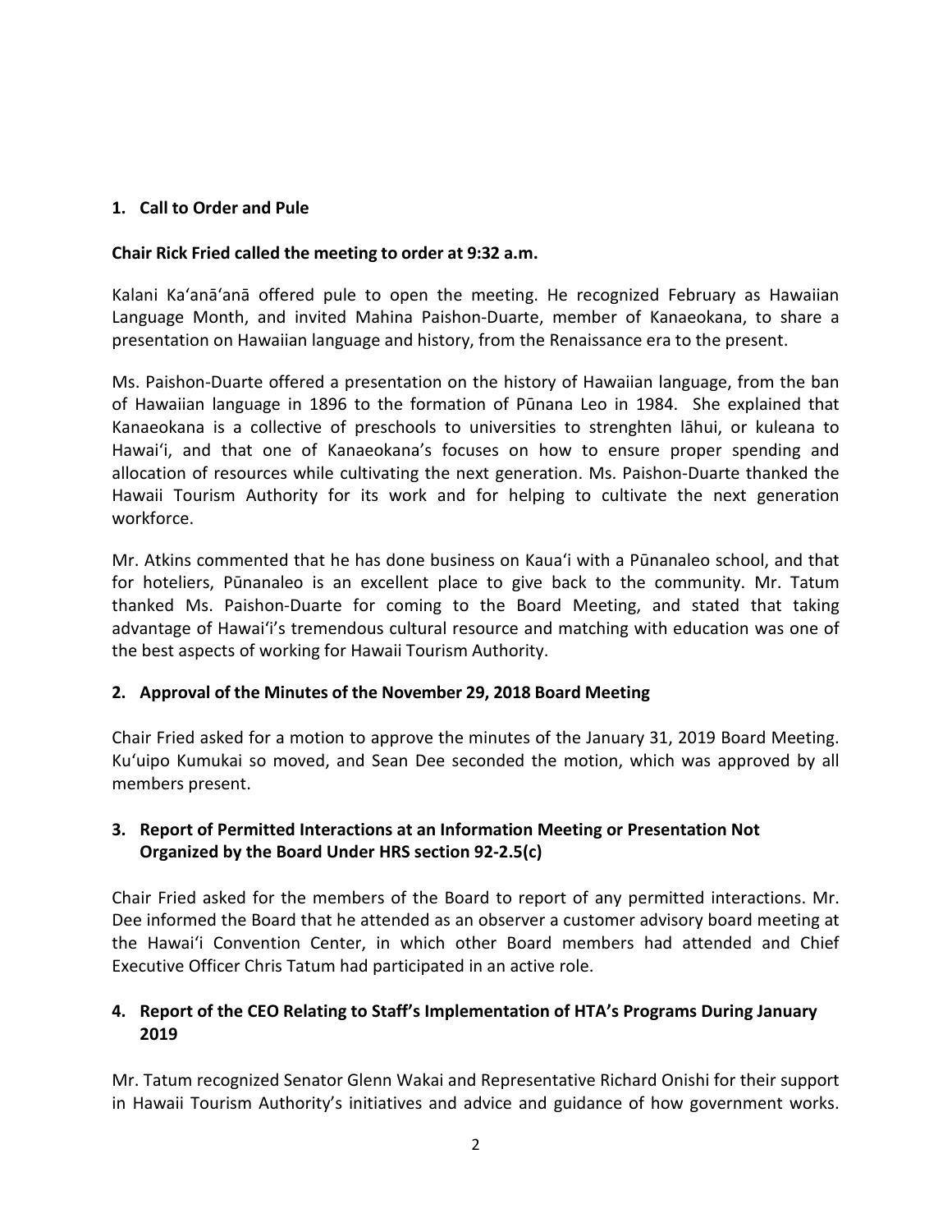### 1. Call to Order and Pule

**Chair Rick Fried called the meeting to order at 9:32 a.m.**

Kalani Ka'anā'anā offered pule to open the meeting. He recognized February as Hawaiian Language Month, and invited Mahina Paishon-Duarte, member of Kanaeokana, to share a presentation on Hawaiian language and history, from the Renaissance era to the present.

Ms. Paishon-Duarte offered a presentation on the history of Hawaiian language, from the ban of Hawaiian language in 1896 to the formation of Pūnana Leo in 1984. She explained that Kanaeokana is a collective of preschools to universities to strenghten lāhui, or kuleana to Hawai'i, and that one of Kanaeokana's focuses on how to ensure proper spending and allocation of resources while cultivating the next generation. Ms. Paishon-Duarte thanked the Hawaii Tourism Authority for its work and for helping to cultivate the next generation workforce.

Mr. Atkins commented that he has done business on Kaua'i with a Pūnanaleo school, and that for hoteliers, Pūnanaleo is an excellent place to give back to the community. Mr. Tatum thanked Ms. Paishon-Duarte for coming to the Board Meeting, and stated that taking advantage of Hawai'i's tremendous cultural resource and matching with education was one of the best aspects of working for Hawaii Tourism Authority.

### 2. Approval of the Minutes of the November 29, 2018 Board Meeting

Chair Fried asked for a motion to approve the minutes of the January 31, 2019 Board Meeting. Ku'uipo Kumukai so moved, and Sean Dee seconded the motion, which was approved by all members present.

### 3. Report of Permitted Interactions at an Information Meeting or Presentation Not Organized by the Board Under HRS section 92-2.5(c)

Chair Fried asked for the members of the Board to report of any permitted interactions. Mr. Dee informed the Board that he attended as an observer a customer advisory board meeting at the Hawai'i Convention Center, in which other Board members had attended and Chief Executive Officer Chris Tatum had participated in an active role.

### 4. Report of the CEO Relating to Staff's Implementation of HTA's Programs During January 2019

Mr. Tatum recognized Senator Glenn Wakai and Representative Richard Onishi for their support in Hawaii Tourism Authority's initiatives and advice and guidance of how government works.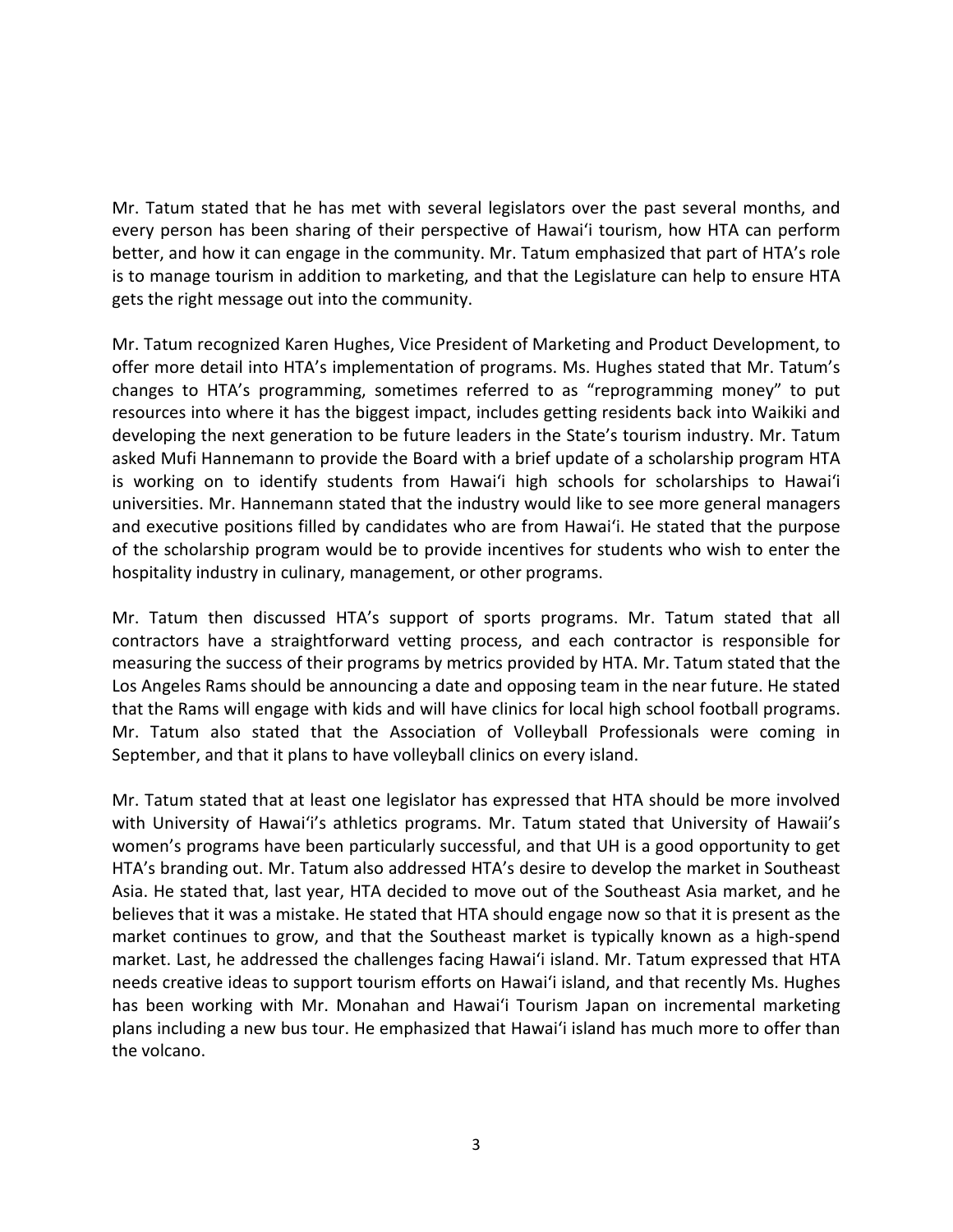Mr. Tatum stated that he has met with several legislators over the past several months, and every person has been sharing of their perspective of Hawaiʻi tourism, how HTA can perform better, and how it can engage in the community. Mr. Tatum emphasized that part of HTA's role is to manage tourism in addition to marketing, and that the Legislature can help to ensure HTA gets the right message out into the community.

Mr. Tatum recognized Karen Hughes, Vice President of Marketing and Product Development, to offer more detail into HTA's implementation of programs. Ms. Hughes stated that Mr. Tatum's changes to HTA's programming, sometimes referred to as "reprogramming money" to put resources into where it has the biggest impact, includes getting residents back into Waikiki and developing the next generation to be future leaders in the State's tourism industry. Mr. Tatum asked Mufi Hannemann to provide the Board with a brief update of a scholarship program HTA is working on to identify students from Hawaiʻi high schools for scholarships to Hawaiʻi universities. Mr. Hannemann stated that the industry would like to see more general managers and executive positions filled by candidates who are from Hawaiʻi. He stated that the purpose of the scholarship program would be to provide incentives for students who wish to enter the hospitality industry in culinary, management, or other programs.

Mr. Tatum then discussed HTA's support of sports programs. Mr. Tatum stated that all contractors have a straightforward vetting process, and each contractor is responsible for measuring the success of their programs by metrics provided by HTA. Mr. Tatum stated that the Los Angeles Rams should be announcing a date and opposing team in the near future. He stated that the Rams will engage with kids and will have clinics for local high school football programs. Mr. Tatum also stated that the Association of Volleyball Professionals were coming in September, and that it plans to have volleyball clinics on every island.

Mr. Tatum stated that at least one legislator has expressed that HTA should be more involved with University of Hawaiʻi's athletics programs. Mr. Tatum stated that University of Hawaii's women's programs have been particularly successful, and that UH is a good opportunity to get HTA's branding out. Mr. Tatum also addressed HTA's desire to develop the market in Southeast Asia. He stated that, last year, HTA decided to move out of the Southeast Asia market, and he believes that it was a mistake. He stated that HTA should engage now so that it is present as the market continues to grow, and that the Southeast market is typically known as a high-spend market. Last, he addressed the challenges facing Hawaiʻi island. Mr. Tatum expressed that HTA needs creative ideas to support tourism efforts on Hawaiʻi island, and that recently Ms. Hughes has been working with Mr. Monahan and Hawaiʻi Tourism Japan on incremental marketing plans including a new bus tour. He emphasized that Hawaiʻi island has much more to offer than the volcano.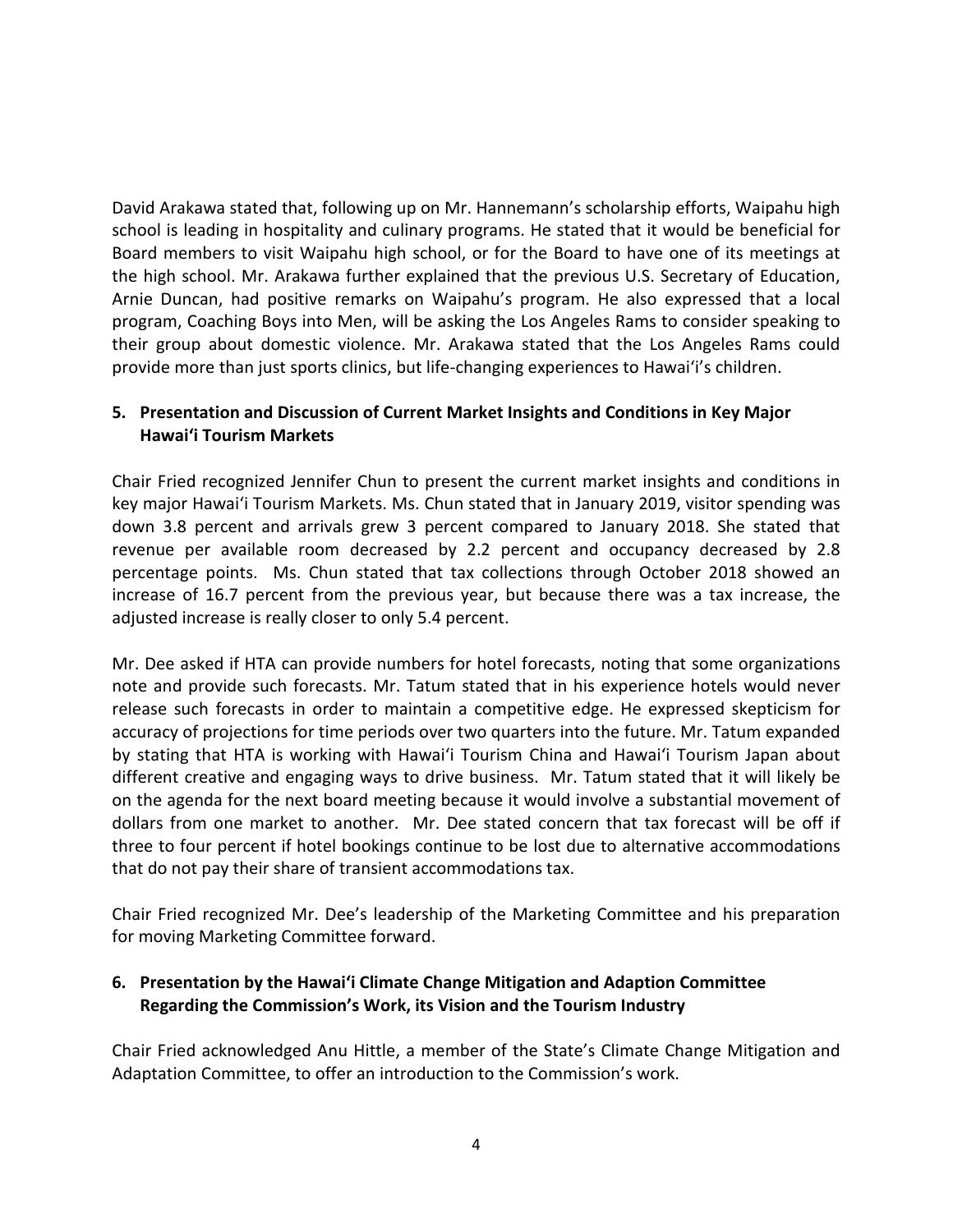David Arakawa stated that, following up on Mr. Hannemann's scholarship efforts, Waipahu high school is leading in hospitality and culinary programs. He stated that it would be beneficial for Board members to visit Waipahu high school, or for the Board to have one of its meetings at the high school. Mr. Arakawa further explained that the previous U.S. Secretary of Education, Arnie Duncan, had positive remarks on Waipahu's program. He also expressed that a local program, Coaching Boys into Men, will be asking the Los Angeles Rams to consider speaking to their group about domestic violence. Mr. Arakawa stated that the Los Angeles Rams could provide more than just sports clinics, but life-changing experiences to Hawai'i's children.

**5. Presentation and Discussion of Current Market Insights and Conditions in Key Major Hawai'i Tourism Markets**

Chair Fried recognized Jennifer Chun to present the current market insights and conditions in key major Hawai'i Tourism Markets. Ms. Chun stated that in January 2019, visitor spending was down 3.8 percent and arrivals grew 3 percent compared to January 2018. She stated that revenue per available room decreased by 2.2 percent and occupancy decreased by 2.8 percentage points. Ms. Chun stated that tax collections through October 2018 showed an increase of 16.7 percent from the previous year, but because there was a tax increase, the adjusted increase is really closer to only 5.4 percent.

Mr. Dee asked if HTA can provide numbers for hotel forecasts, noting that some organizations note and provide such forecasts. Mr. Tatum stated that in his experience hotels would never release such forecasts in order to maintain a competitive edge. He expressed skepticism for accuracy of projections for time periods over two quarters into the future. Mr. Tatum expanded by stating that HTA is working with Hawai'i Tourism China and Hawai'i Tourism Japan about different creative and engaging ways to drive business. Mr. Tatum stated that it will likely be on the agenda for the next board meeting because it would involve a substantial movement of dollars from one market to another. Mr. Dee stated concern that tax forecast will be off if three to four percent if hotel bookings continue to be lost due to alternative accommodations that do not pay their share of transient accommodations tax.

Chair Fried recognized Mr. Dee's leadership of the Marketing Committee and his preparation for moving Marketing Committee forward.

**6. Presentation by the Hawai'i Climate Change Mitigation and Adaption Committee Regarding the Commission's Work, its Vision and the Tourism Industry**

Chair Fried acknowledged Anu Hittle, a member of the State's Climate Change Mitigation and Adaptation Committee, to offer an introduction to the Commission's work.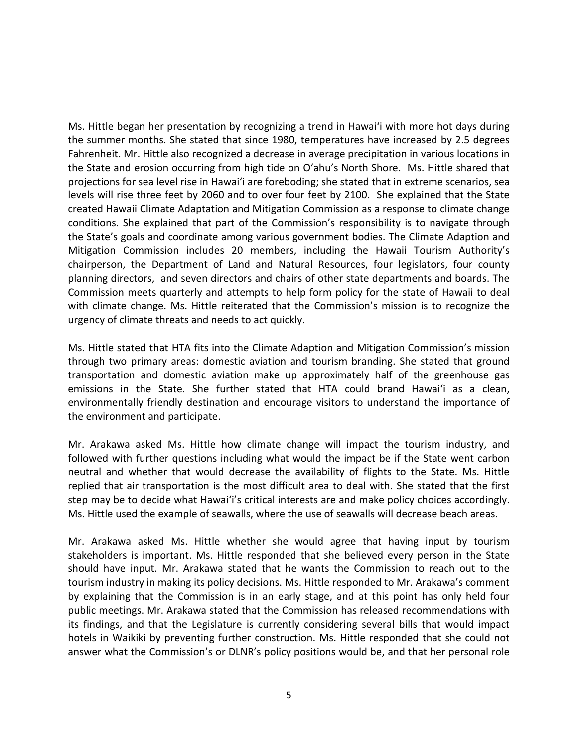Ms. Hittle began her presentation by recognizing a trend in Hawai'i with more hot days during the summer months. She stated that since 1980, temperatures have increased by 2.5 degrees Fahrenheit. Mr. Hittle also recognized a decrease in average precipitation in various locations in the State and erosion occurring from high tide on O'ahu's North Shore. Ms. Hittle shared that projections for sea level rise in Hawai'i are foreboding; she stated that in extreme scenarios, sea levels will rise three feet by 2060 and to over four feet by 2100. She explained that the State created Hawaii Climate Adaptation and Mitigation Commission as a response to climate change conditions. She explained that part of the Commission's responsibility is to navigate through the State's goals and coordinate among various government bodies. The Climate Adaption and Mitigation Commission includes 20 members, including the Hawaii Tourism Authority's chairperson, the Department of Land and Natural Resources, four legislators, four county planning directors, and seven directors and chairs of other state departments and boards. The Commission meets quarterly and attempts to help form policy for the state of Hawaii to deal with climate change. Ms. Hittle reiterated that the Commission's mission is to recognize the urgency of climate threats and needs to act quickly.

Ms. Hittle stated that HTA fits into the Climate Adaption and Mitigation Commission's mission through two primary areas: domestic aviation and tourism branding. She stated that ground transportation and domestic aviation make up approximately half of the greenhouse gas emissions in the State. She further stated that HTA could brand Hawai'i as a clean, environmentally friendly destination and encourage visitors to understand the importance of the environment and participate.

Mr. Arakawa asked Ms. Hittle how climate change will impact the tourism industry, and followed with further questions including what would the impact be if the State went carbon neutral and whether that would decrease the availability of flights to the State. Ms. Hittle replied that air transportation is the most difficult area to deal with. She stated that the first step may be to decide what Hawai'i's critical interests are and make policy choices accordingly. Ms. Hittle used the example of seawalls, where the use of seawalls will decrease beach areas.

Mr. Arakawa asked Ms. Hittle whether she would agree that having input by tourism stakeholders is important. Ms. Hittle responded that she believed every person in the State should have input. Mr. Arakawa stated that he wants the Commission to reach out to the tourism industry in making its policy decisions. Ms. Hittle responded to Mr. Arakawa's comment by explaining that the Commission is in an early stage, and at this point has only held four public meetings. Mr. Arakawa stated that the Commission has released recommendations with its findings, and that the Legislature is currently considering several bills that would impact hotels in Waikiki by preventing further construction. Ms. Hittle responded that she could not answer what the Commission's or DLNR's policy positions would be, and that her personal role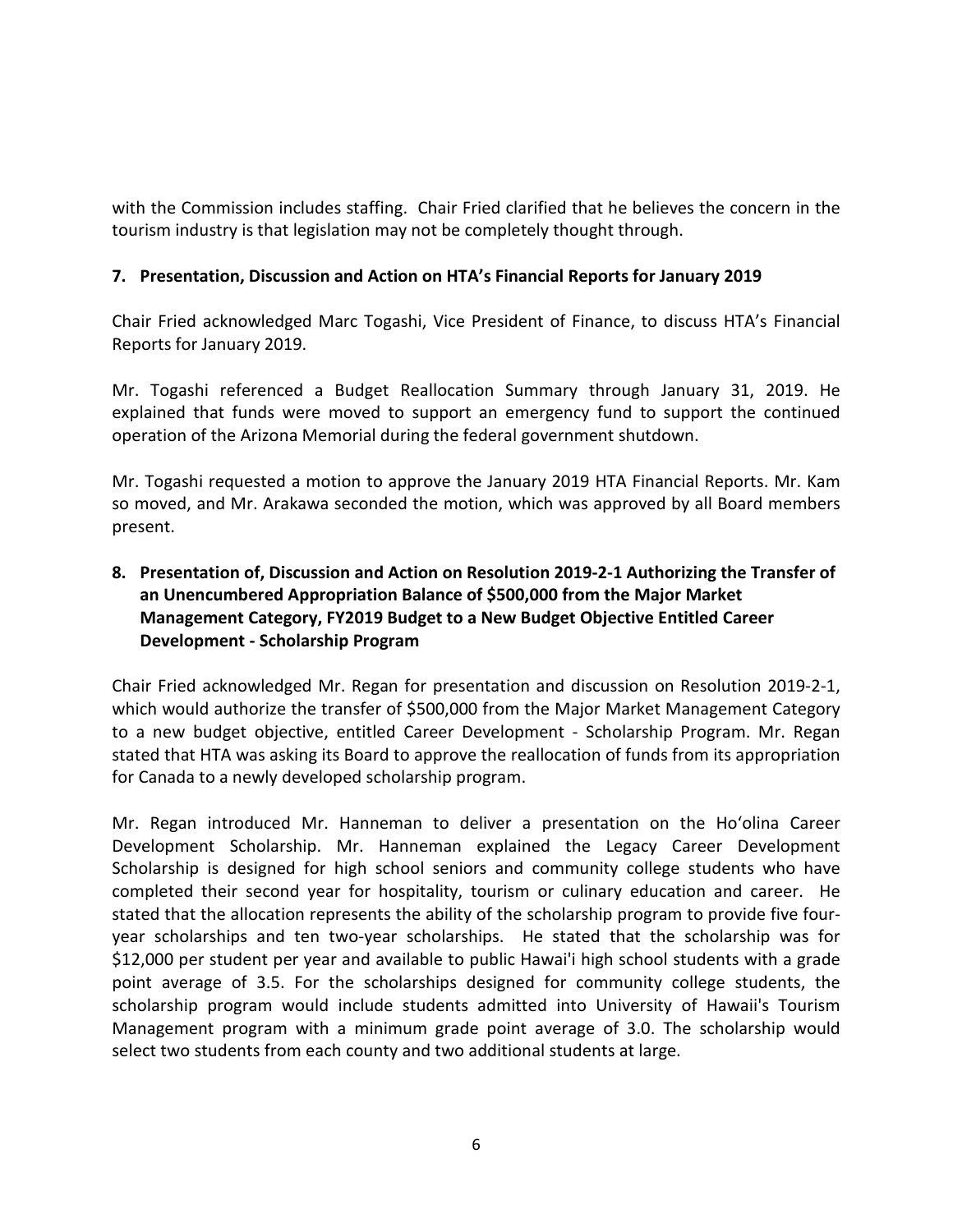with the Commission includes staffing. Chair Fried clarified that he believes the concern in the tourism industry is that legislation may not be completely thought through.

**7. Presentation, Discussion and Action on HTA's Financial Reports for January 2019**

Chair Fried acknowledged Marc Togashi, Vice President of Finance, to discuss HTA's Financial Reports for January 2019.

Mr. Togashi referenced a Budget Reallocation Summary through January 31, 2019. He explained that funds were moved to support an emergency fund to support the continued operation of the Arizona Memorial during the federal government shutdown.

Mr. Togashi requested a motion to approve the January 2019 HTA Financial Reports. Mr. Kam so moved, and Mr. Arakawa seconded the motion, which was approved by all Board members present.

**8. Presentation of, Discussion and Action on Resolution 2019-2-1 Authorizing the Transfer of an Unencumbered Appropriation Balance of $500,000 from the Major Market Management Category, FY2019 Budget to a New Budget Objective Entitled Career Development - Scholarship Program**

Chair Fried acknowledged Mr. Regan for presentation and discussion on Resolution 2019-2-1, which would authorize the transfer of $500,000 from the Major Market Management Category to a new budget objective, entitled Career Development - Scholarship Program. Mr. Regan stated that HTA was asking its Board to approve the reallocation of funds from its appropriation for Canada to a newly developed scholarship program.

Mr. Regan introduced Mr. Hanneman to deliver a presentation on the Hoʻolina Career Development Scholarship. Mr. Hanneman explained the Legacy Career Development Scholarship is designed for high school seniors and community college students who have completed their second year for hospitality, tourism or culinary education and career. He stated that the allocation represents the ability of the scholarship program to provide five four-year scholarships and ten two-year scholarships. He stated that the scholarship was for $12,000 per student per year and available to public Hawai'i high school students with a grade point average of 3.5. For the scholarships designed for community college students, the scholarship program would include students admitted into University of Hawaii's Tourism Management program with a minimum grade point average of 3.0. The scholarship would select two students from each county and two additional students at large.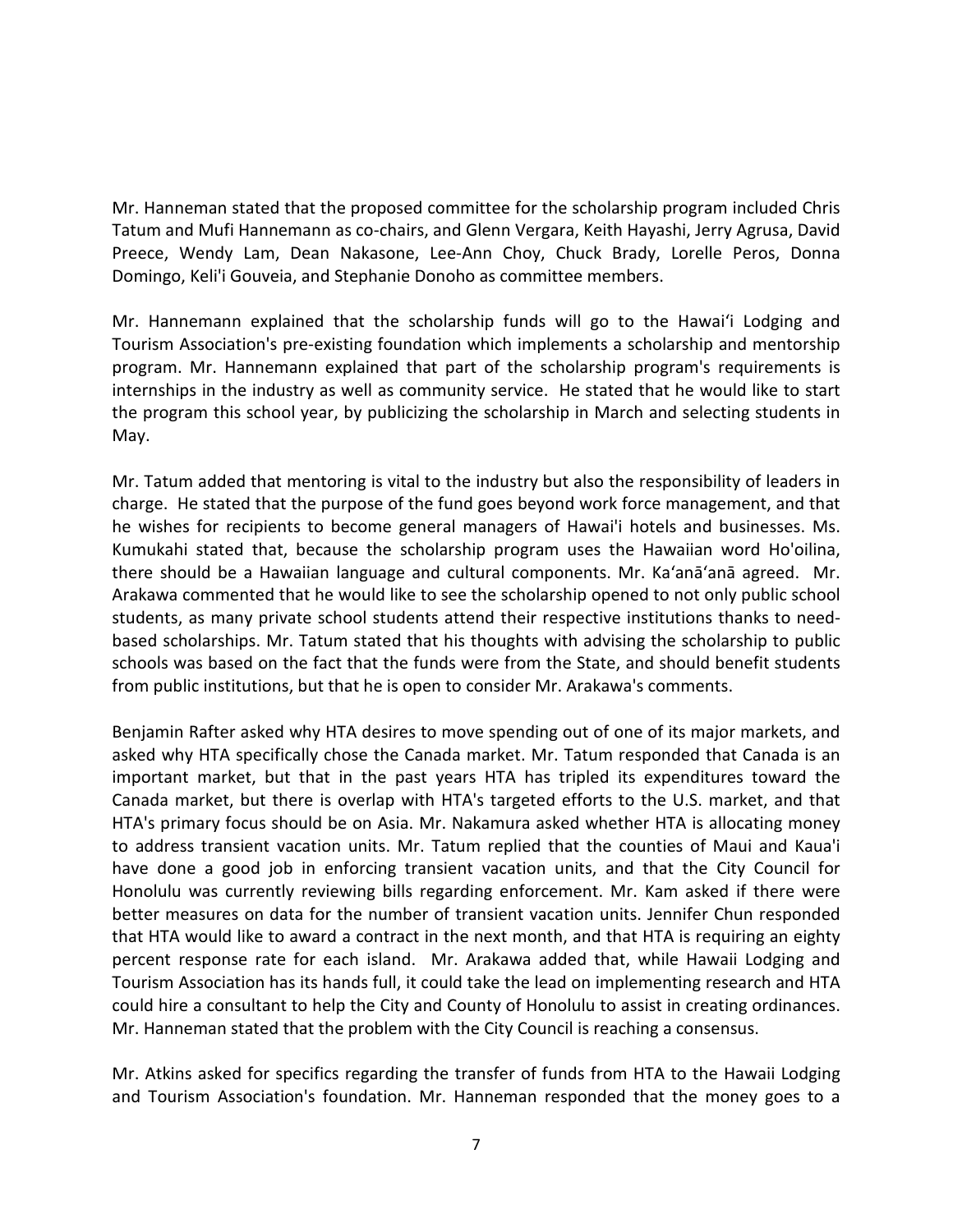Mr. Hanneman stated that the proposed committee for the scholarship program included Chris Tatum and Mufi Hannemann as co-chairs, and Glenn Vergara, Keith Hayashi, Jerry Agrusa, David Preece, Wendy Lam, Dean Nakasone, Lee-Ann Choy, Chuck Brady, Lorelle Peros, Donna Domingo, Keli'i Gouveia, and Stephanie Donoho as committee members.

Mr. Hannemann explained that the scholarship funds will go to the Hawai'i Lodging and Tourism Association's pre-existing foundation which implements a scholarship and mentorship program. Mr. Hannemann explained that part of the scholarship program's requirements is internships in the industry as well as community service. He stated that he would like to start the program this school year, by publicizing the scholarship in March and selecting students in May.

Mr. Tatum added that mentoring is vital to the industry but also the responsibility of leaders in charge. He stated that the purpose of the fund goes beyond work force management, and that he wishes for recipients to become general managers of Hawai'i hotels and businesses. Ms. Kumukahi stated that, because the scholarship program uses the Hawaiian word Ho'oilina, there should be a Hawaiian language and cultural components. Mr. Ka'anā'anā agreed. Mr. Arakawa commented that he would like to see the scholarship opened to not only public school students, as many private school students attend their respective institutions thanks to need-based scholarships. Mr. Tatum stated that his thoughts with advising the scholarship to public schools was based on the fact that the funds were from the State, and should benefit students from public institutions, but that he is open to consider Mr. Arakawa's comments.

Benjamin Rafter asked why HTA desires to move spending out of one of its major markets, and asked why HTA specifically chose the Canada market. Mr. Tatum responded that Canada is an important market, but that in the past years HTA has tripled its expenditures toward the Canada market, but there is overlap with HTA's targeted efforts to the U.S. market, and that HTA's primary focus should be on Asia. Mr. Nakamura asked whether HTA is allocating money to address transient vacation units. Mr. Tatum replied that the counties of Maui and Kaua'i have done a good job in enforcing transient vacation units, and that the City Council for Honolulu was currently reviewing bills regarding enforcement. Mr. Kam asked if there were better measures on data for the number of transient vacation units. Jennifer Chun responded that HTA would like to award a contract in the next month, and that HTA is requiring an eighty percent response rate for each island. Mr. Arakawa added that, while Hawaii Lodging and Tourism Association has its hands full, it could take the lead on implementing research and HTA could hire a consultant to help the City and County of Honolulu to assist in creating ordinances. Mr. Hanneman stated that the problem with the City Council is reaching a consensus.

Mr. Atkins asked for specifics regarding the transfer of funds from HTA to the Hawaii Lodging and Tourism Association's foundation. Mr. Hanneman responded that the money goes to a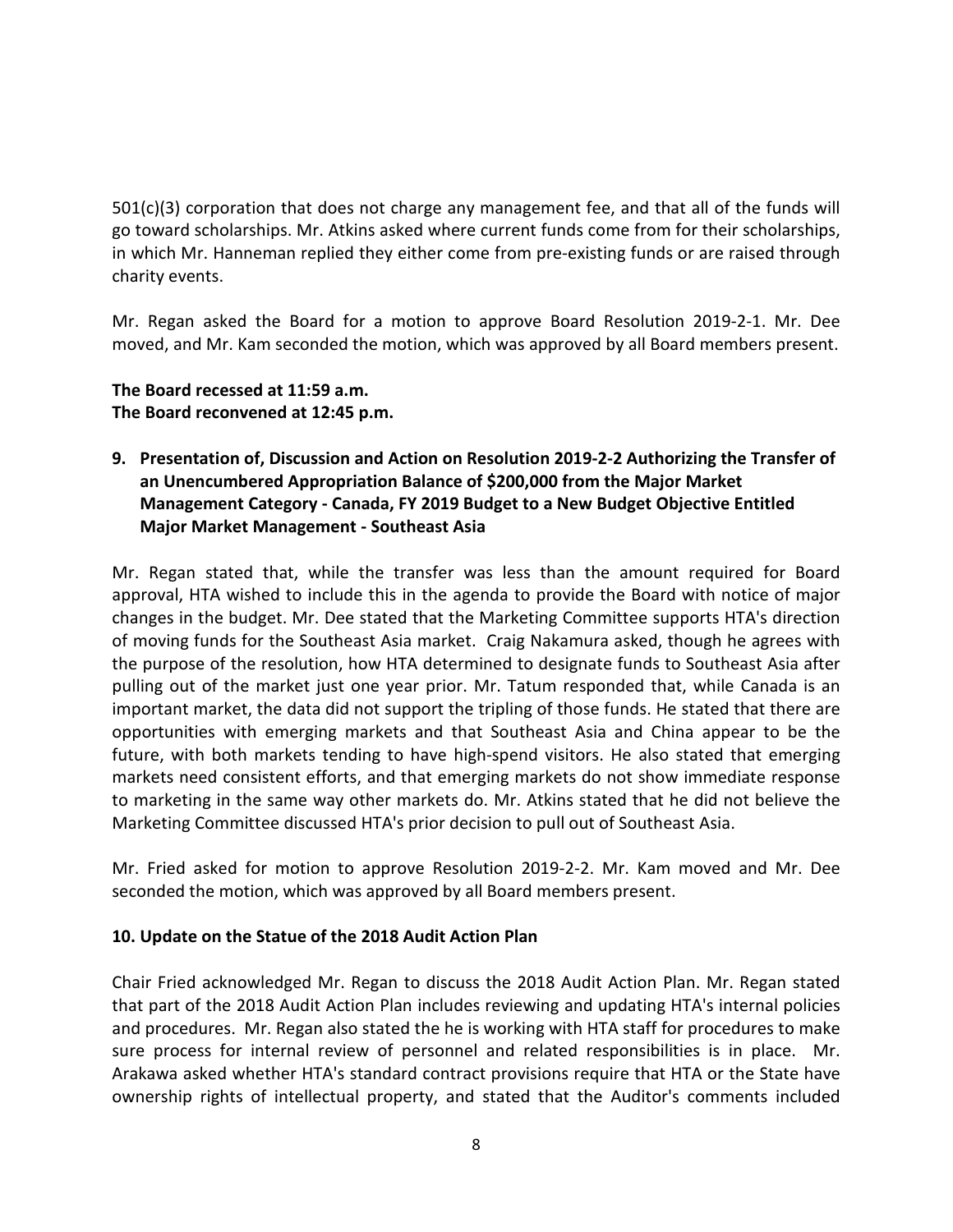501(c)(3) corporation that does not charge any management fee, and that all of the funds will go toward scholarships. Mr. Atkins asked where current funds come from for their scholarships, in which Mr. Hanneman replied they either come from pre-existing funds or are raised through charity events.

Mr. Regan asked the Board for a motion to approve Board Resolution 2019-2-1. Mr. Dee moved, and Mr. Kam seconded the motion, which was approved by all Board members present.

**The Board recessed at 11:59 a.m.**
**The Board reconvened at 12:45 p.m.**

**9. Presentation of, Discussion and Action on Resolution 2019-2-2 Authorizing the Transfer of an Unencumbered Appropriation Balance of $200,000 from the Major Market Management Category - Canada, FY 2019 Budget to a New Budget Objective Entitled Major Market Management - Southeast Asia**

Mr. Regan stated that, while the transfer was less than the amount required for Board approval, HTA wished to include this in the agenda to provide the Board with notice of major changes in the budget. Mr. Dee stated that the Marketing Committee supports HTA's direction of moving funds for the Southeast Asia market. Craig Nakamura asked, though he agrees with the purpose of the resolution, how HTA determined to designate funds to Southeast Asia after pulling out of the market just one year prior. Mr. Tatum responded that, while Canada is an important market, the data did not support the tripling of those funds. He stated that there are opportunities with emerging markets and that Southeast Asia and China appear to be the future, with both markets tending to have high-spend visitors. He also stated that emerging markets need consistent efforts, and that emerging markets do not show immediate response to marketing in the same way other markets do. Mr. Atkins stated that he did not believe the Marketing Committee discussed HTA's prior decision to pull out of Southeast Asia.

Mr. Fried asked for motion to approve Resolution 2019-2-2. Mr. Kam moved and Mr. Dee seconded the motion, which was approved by all Board members present.

**10. Update on the Statue of the 2018 Audit Action Plan**

Chair Fried acknowledged Mr. Regan to discuss the 2018 Audit Action Plan. Mr. Regan stated that part of the 2018 Audit Action Plan includes reviewing and updating HTA's internal policies and procedures. Mr. Regan also stated the he is working with HTA staff for procedures to make sure process for internal review of personnel and related responsibilities is in place. Mr. Arakawa asked whether HTA's standard contract provisions require that HTA or the State have ownership rights of intellectual property, and stated that the Auditor's comments included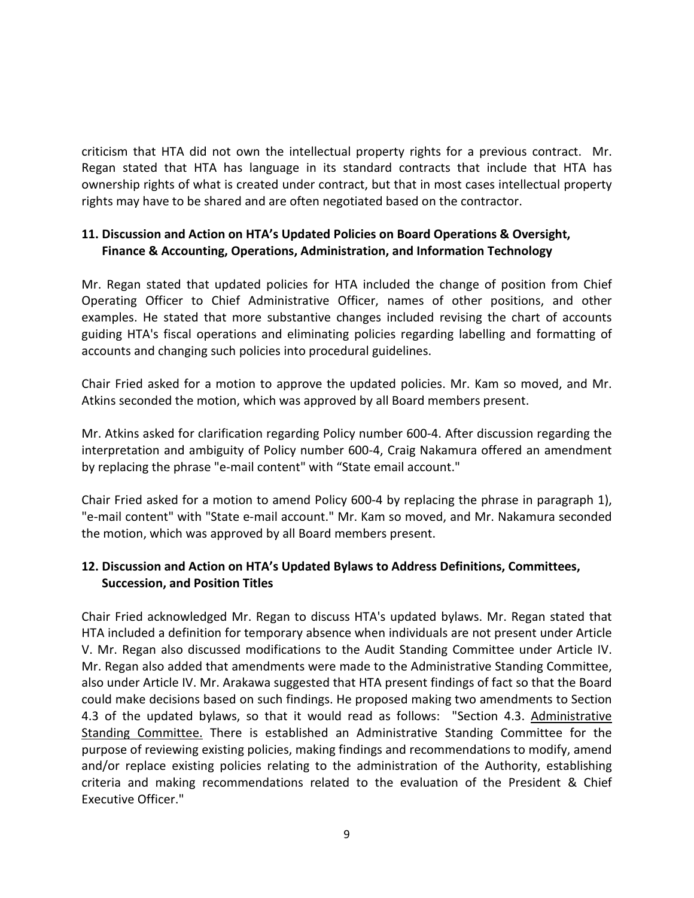criticism that HTA did not own the intellectual property rights for a previous contract. Mr. Regan stated that HTA has language in its standard contracts that include that HTA has ownership rights of what is created under contract, but that in most cases intellectual property rights may have to be shared and are often negotiated based on the contractor.

### 11. Discussion and Action on HTA's Updated Policies on Board Operations & Oversight, Finance & Accounting, Operations, Administration, and Information Technology

Mr. Regan stated that updated policies for HTA included the change of position from Chief Operating Officer to Chief Administrative Officer, names of other positions, and other examples. He stated that more substantive changes included revising the chart of accounts guiding HTA's fiscal operations and eliminating policies regarding labelling and formatting of accounts and changing such policies into procedural guidelines.

Chair Fried asked for a motion to approve the updated policies. Mr. Kam so moved, and Mr. Atkins seconded the motion, which was approved by all Board members present.

Mr. Atkins asked for clarification regarding Policy number 600-4. After discussion regarding the interpretation and ambiguity of Policy number 600-4, Craig Nakamura offered an amendment by replacing the phrase "e-mail content" with "State email account."

Chair Fried asked for a motion to amend Policy 600-4 by replacing the phrase in paragraph 1), "e-mail content" with "State e-mail account." Mr. Kam so moved, and Mr. Nakamura seconded the motion, which was approved by all Board members present.

### 12. Discussion and Action on HTA's Updated Bylaws to Address Definitions, Committees, Succession, and Position Titles

Chair Fried acknowledged Mr. Regan to discuss HTA's updated bylaws. Mr. Regan stated that HTA included a definition for temporary absence when individuals are not present under Article V. Mr. Regan also discussed modifications to the Audit Standing Committee under Article IV. Mr. Regan also added that amendments were made to the Administrative Standing Committee, also under Article IV. Mr. Arakawa suggested that HTA present findings of fact so that the Board could make decisions based on such findings. He proposed making two amendments to Section 4.3 of the updated bylaws, so that it would read as follows: "Section 4.3. <u>Administrative Standing Committee.</u> There is established an Administrative Standing Committee for the purpose of reviewing existing policies, making findings and recommendations to modify, amend and/or replace existing policies relating to the administration of the Authority, establishing criteria and making recommendations related to the evaluation of the President & Chief Executive Officer."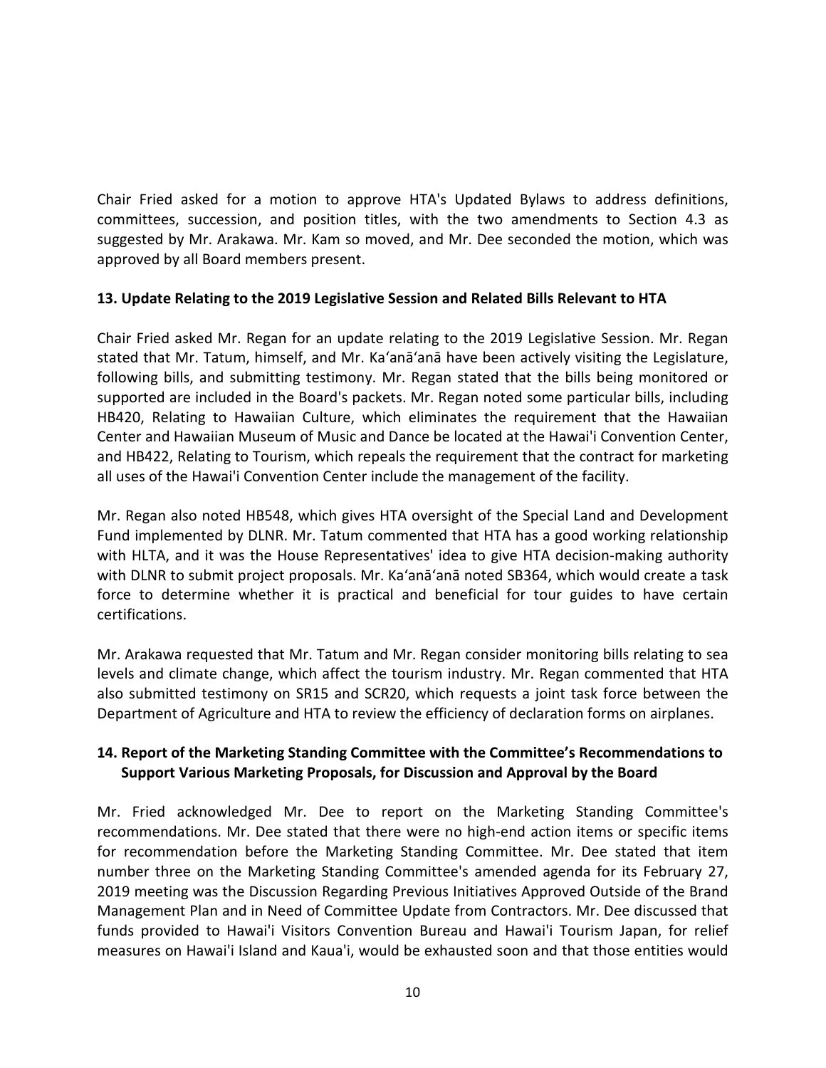Chair Fried asked for a motion to approve HTA's Updated Bylaws to address definitions, committees, succession, and position titles, with the two amendments to Section 4.3 as suggested by Mr. Arakawa. Mr. Kam so moved, and Mr. Dee seconded the motion, which was approved by all Board members present.

**13. Update Relating to the 2019 Legislative Session and Related Bills Relevant to HTA**

Chair Fried asked Mr. Regan for an update relating to the 2019 Legislative Session. Mr. Regan stated that Mr. Tatum, himself, and Mr. Ka'anā'anā have been actively visiting the Legislature, following bills, and submitting testimony. Mr. Regan stated that the bills being monitored or supported are included in the Board's packets. Mr. Regan noted some particular bills, including HB420, Relating to Hawaiian Culture, which eliminates the requirement that the Hawaiian Center and Hawaiian Museum of Music and Dance be located at the Hawai'i Convention Center, and HB422, Relating to Tourism, which repeals the requirement that the contract for marketing all uses of the Hawai'i Convention Center include the management of the facility.

Mr. Regan also noted HB548, which gives HTA oversight of the Special Land and Development Fund implemented by DLNR. Mr. Tatum commented that HTA has a good working relationship with HLTA, and it was the House Representatives' idea to give HTA decision-making authority with DLNR to submit project proposals. Mr. Ka'anā'anā noted SB364, which would create a task force to determine whether it is practical and beneficial for tour guides to have certain certifications.

Mr. Arakawa requested that Mr. Tatum and Mr. Regan consider monitoring bills relating to sea levels and climate change, which affect the tourism industry. Mr. Regan commented that HTA also submitted testimony on SR15 and SCR20, which requests a joint task force between the Department of Agriculture and HTA to review the efficiency of declaration forms on airplanes.

**14. Report of the Marketing Standing Committee with the Committee's Recommendations to Support Various Marketing Proposals, for Discussion and Approval by the Board**

Mr. Fried acknowledged Mr. Dee to report on the Marketing Standing Committee's recommendations. Mr. Dee stated that there were no high-end action items or specific items for recommendation before the Marketing Standing Committee. Mr. Dee stated that item number three on the Marketing Standing Committee's amended agenda for its February 27, 2019 meeting was the Discussion Regarding Previous Initiatives Approved Outside of the Brand Management Plan and in Need of Committee Update from Contractors. Mr. Dee discussed that funds provided to Hawai'i Visitors Convention Bureau and Hawai'i Tourism Japan, for relief measures on Hawai'i Island and Kaua'i, would be exhausted soon and that those entities would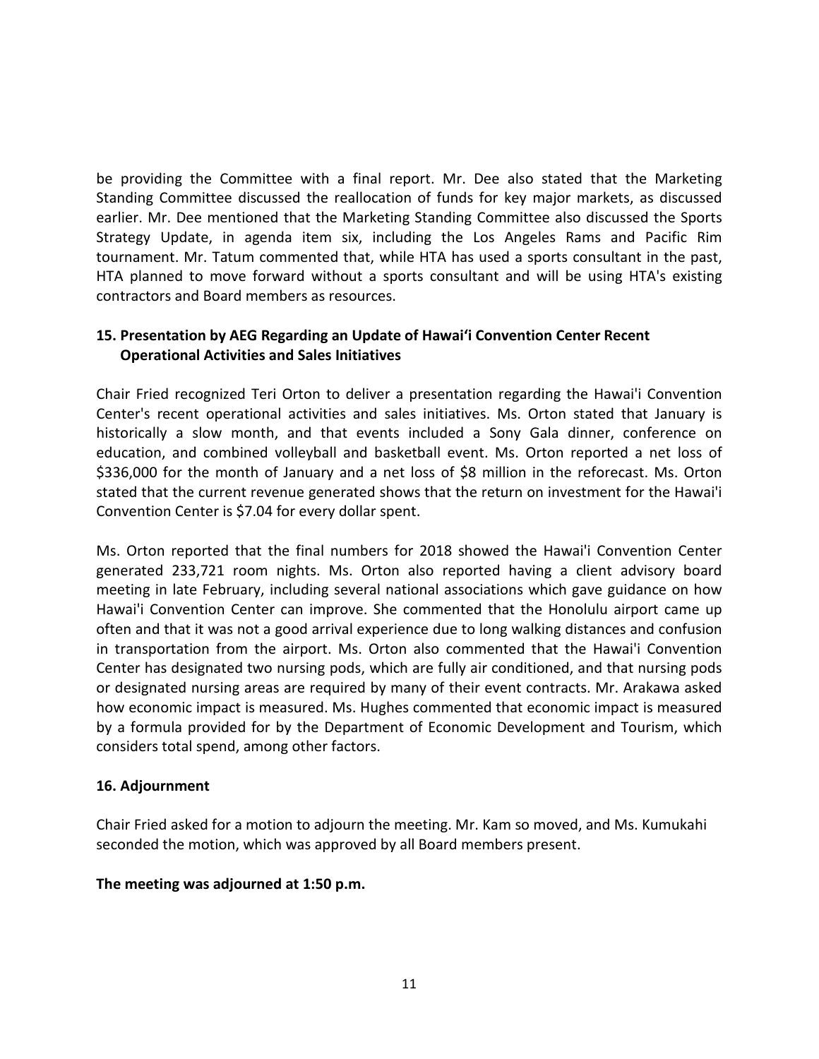be providing the Committee with a final report. Mr. Dee also stated that the Marketing Standing Committee discussed the reallocation of funds for key major markets, as discussed earlier. Mr. Dee mentioned that the Marketing Standing Committee also discussed the Sports Strategy Update, in agenda item six, including the Los Angeles Rams and Pacific Rim tournament. Mr. Tatum commented that, while HTA has used a sports consultant in the past, HTA planned to move forward without a sports consultant and will be using HTA's existing contractors and Board members as resources.

## 15. Presentation by AEG Regarding an Update of Hawaiʻi Convention Center Recent Operational Activities and Sales Initiatives

Chair Fried recognized Teri Orton to deliver a presentation regarding the Hawai'i Convention Center's recent operational activities and sales initiatives. Ms. Orton stated that January is historically a slow month, and that events included a Sony Gala dinner, conference on education, and combined volleyball and basketball event. Ms. Orton reported a net loss of $336,000 for the month of January and a net loss of $8 million in the reforecast. Ms. Orton stated that the current revenue generated shows that the return on investment for the Hawai'i Convention Center is $7.04 for every dollar spent.

Ms. Orton reported that the final numbers for 2018 showed the Hawai'i Convention Center generated 233,721 room nights. Ms. Orton also reported having a client advisory board meeting in late February, including several national associations which gave guidance on how Hawai'i Convention Center can improve. She commented that the Honolulu airport came up often and that it was not a good arrival experience due to long walking distances and confusion in transportation from the airport. Ms. Orton also commented that the Hawai'i Convention Center has designated two nursing pods, which are fully air conditioned, and that nursing pods or designated nursing areas are required by many of their event contracts. Mr. Arakawa asked how economic impact is measured. Ms. Hughes commented that economic impact is measured by a formula provided for by the Department of Economic Development and Tourism, which considers total spend, among other factors.

## 16. Adjournment

Chair Fried asked for a motion to adjourn the meeting. Mr. Kam so moved, and Ms. Kumukahi seconded the motion, which was approved by all Board members present.

**The meeting was adjourned at 1:50 p.m.**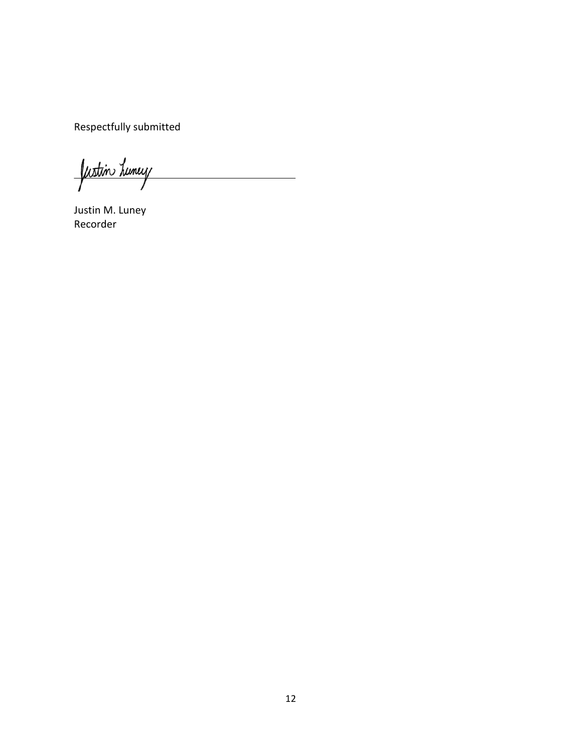Respectfully submitted

Justin M. Luney
Recorder